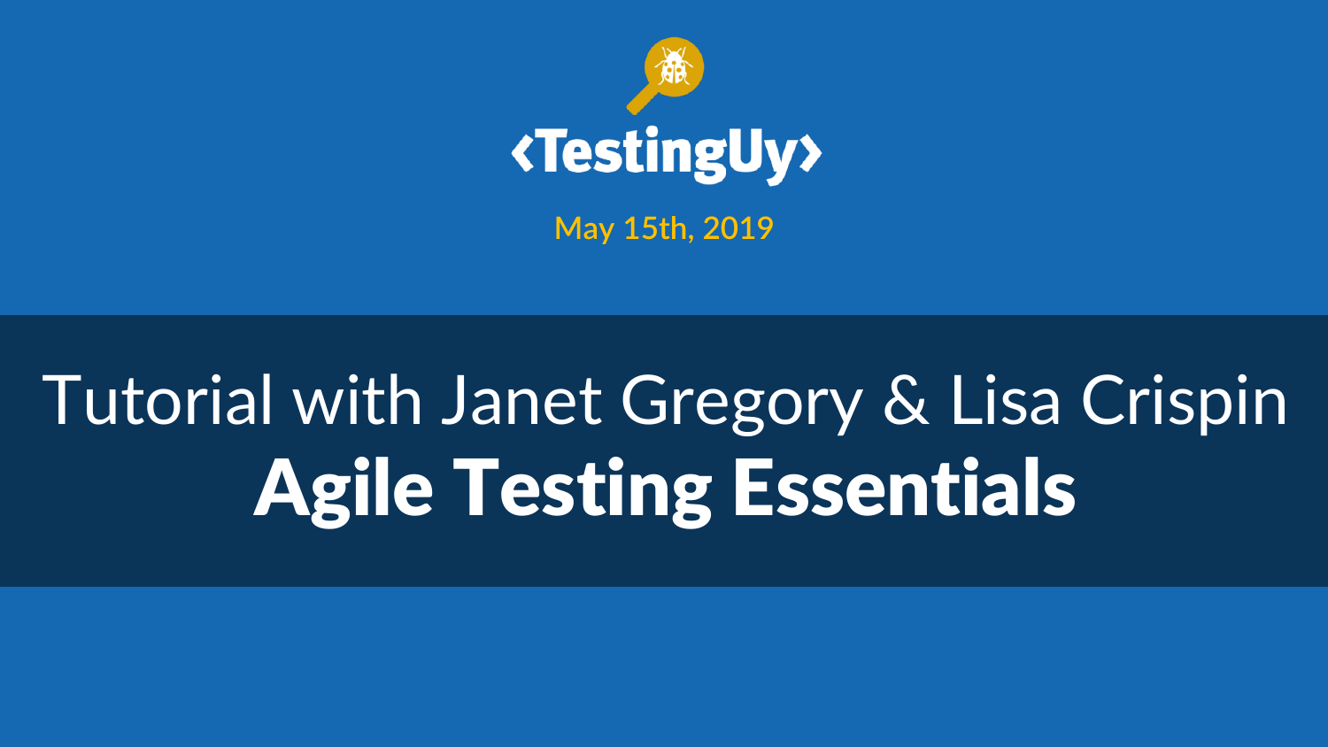‹TestingUy›

May 15th, 2019

Tutorial with Janet Gregory & Lisa Crispin

# Agile Testing Essentials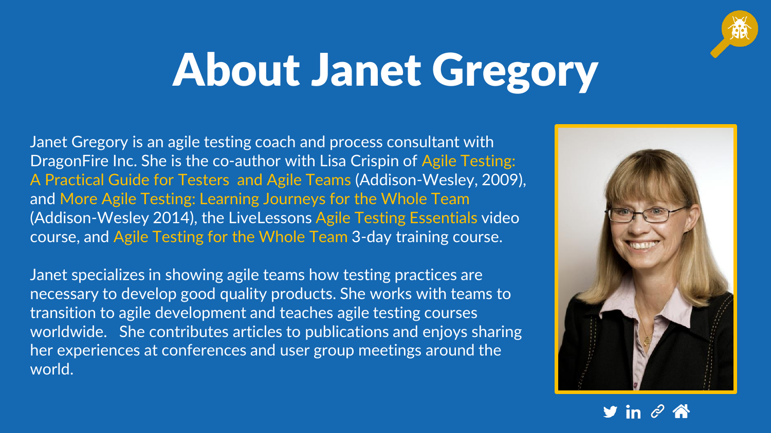# About Janet Gregory

Janet Gregory is an agile testing coach and process consultant with DragonFire Inc. She is the co-author with Lisa Crispin of Agile Testing: A Practical Guide for Testers and Agile Teams (Addison-Wesley, 2009), and More Agile Testing: Learning Journeys for the Whole Team (Addison-Wesley 2014), the LiveLessons Agile Testing Essentials video course, and Agile Testing for the Whole Team 3-day training course.

Janet specializes in showing agile teams how testing practices are necessary to develop good quality products. She works with teams to transition to agile development and teaches agile testing courses worldwide. She contributes articles to publications and enjoys sharing her experiences at conferences and user group meetings around the world.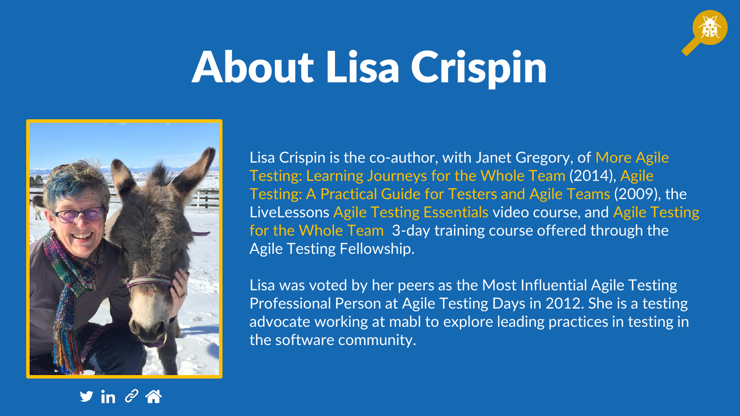# About Lisa Crispin

Lisa Crispin is the co-author, with Janet Gregory, of More Agile Testing: Learning Journeys for the Whole Team (2014), Agile Testing: A Practical Guide for Testers and Agile Teams (2009), the LiveLessons Agile Testing Essentials video course, and Agile Testing for the Whole Team 3-day training course offered through the Agile Testing Fellowship.

Lisa was voted by her peers as the Most Influential Agile Testing Professional Person at Agile Testing Days in 2012. She is a testing advocate working at mabl to explore leading practices in testing in the software community.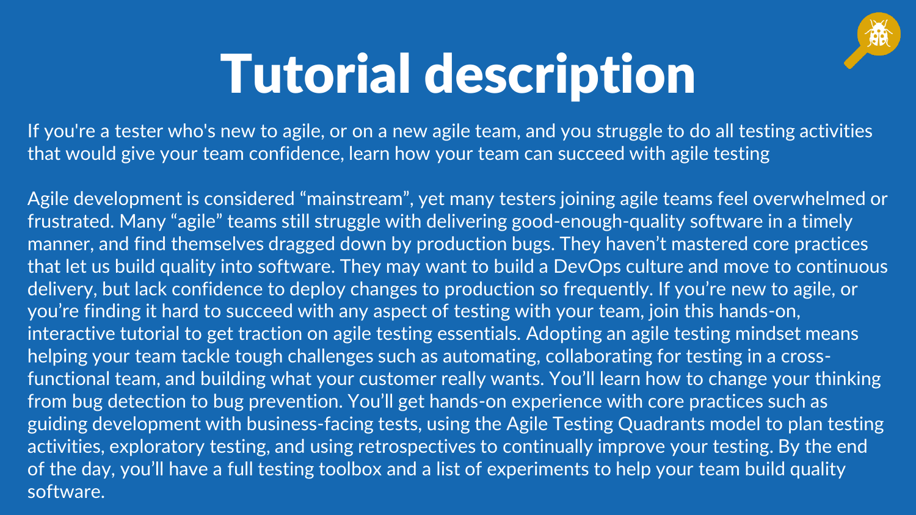# Tutorial description

If you're a tester who's new to agile, or on a new agile team, and you struggle to do all testing activities that would give your team confidence, learn how your team can succeed with agile testing

Agile development is considered “mainstream”, yet many testers joining agile teams feel overwhelmed or frustrated. Many “agile” teams still struggle with delivering good-enough-quality software in a timely manner, and find themselves dragged down by production bugs. They haven’t mastered core practices that let us build quality into software. They may want to build a DevOps culture and move to continuous delivery, but lack confidence to deploy changes to production so frequently. If you’re new to agile, or you’re finding it hard to succeed with any aspect of testing with your team, join this hands-on, interactive tutorial to get traction on agile testing essentials. Adopting an agile testing mindset means helping your team tackle tough challenges such as automating, collaborating for testing in a cross-functional team, and building what your customer really wants. You’ll learn how to change your thinking from bug detection to bug prevention. You’ll get hands-on experience with core practices such as guiding development with business-facing tests, using the Agile Testing Quadrants model to plan testing activities, exploratory testing, and using retrospectives to continually improve your testing. By the end of the day, you’ll have a full testing toolbox and a list of experiments to help your team build quality software.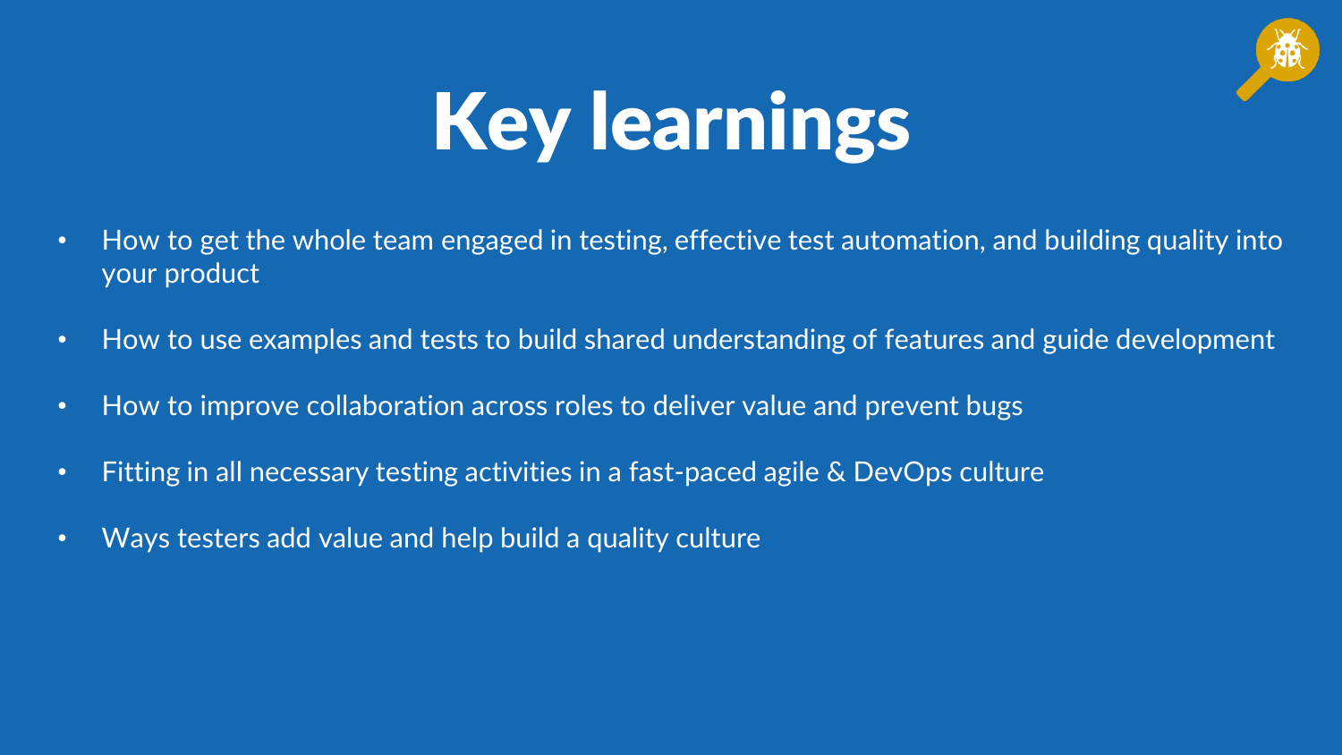# Key learnings

- How to get the whole team engaged in testing, effective test automation, and building quality into your product
- How to use examples and tests to build shared understanding of features and guide development
- How to improve collaboration across roles to deliver value and prevent bugs
- Fitting in all necessary testing activities in a fast-paced agile & DevOps culture
- Ways testers add value and help build a quality culture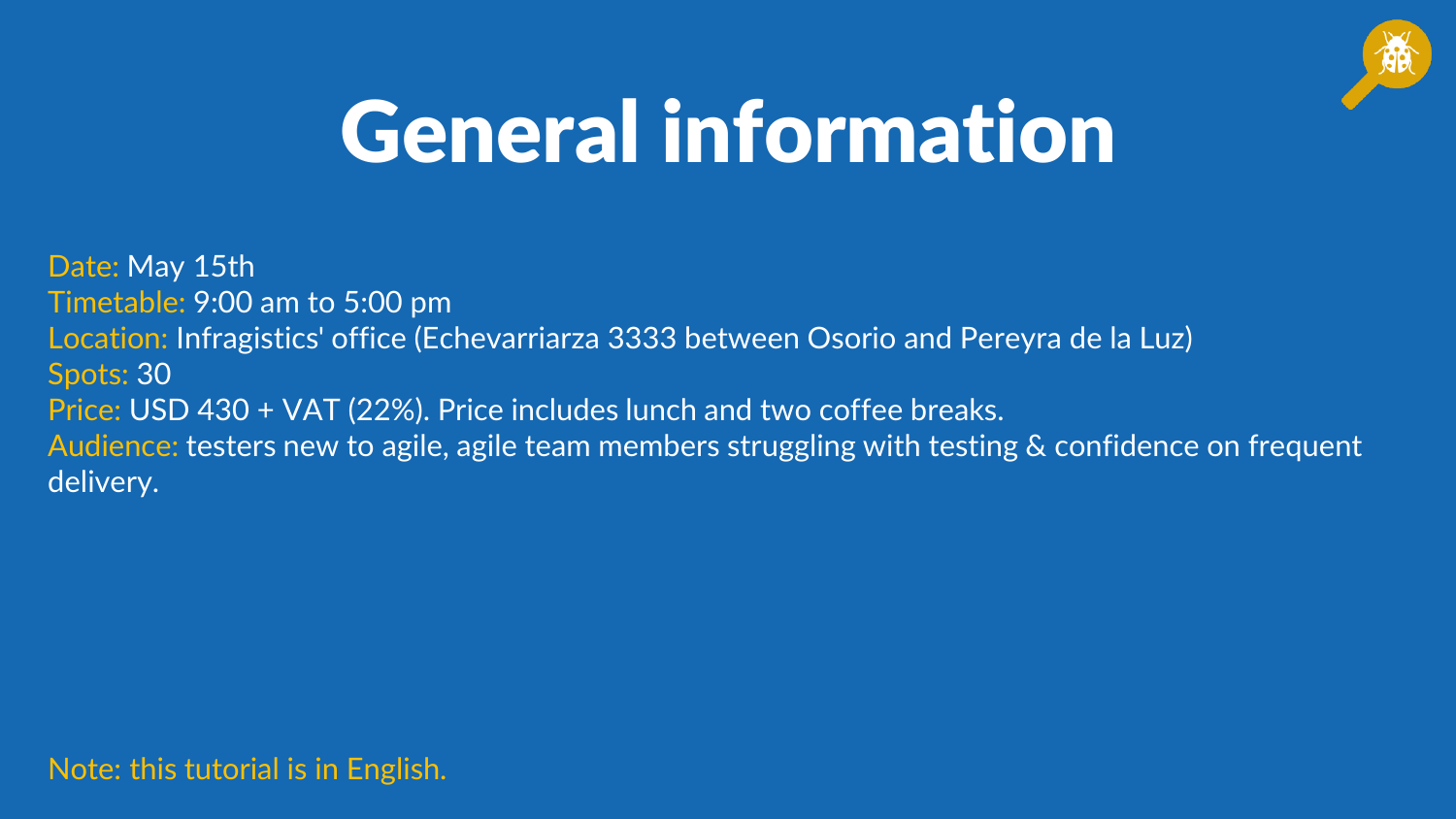# General information

Date: May 15th
Timetable: 9:00 am to 5:00 pm
Location: Infragistics' office (Echevarriarza 3333 between Osorio and Pereyra de la Luz)
Spots: 30
Price: USD 430 + VAT (22%). Price includes lunch and two coffee breaks.
Audience: testers new to agile, agile team members struggling with testing & confidence on frequent delivery.

Note: this tutorial is in English.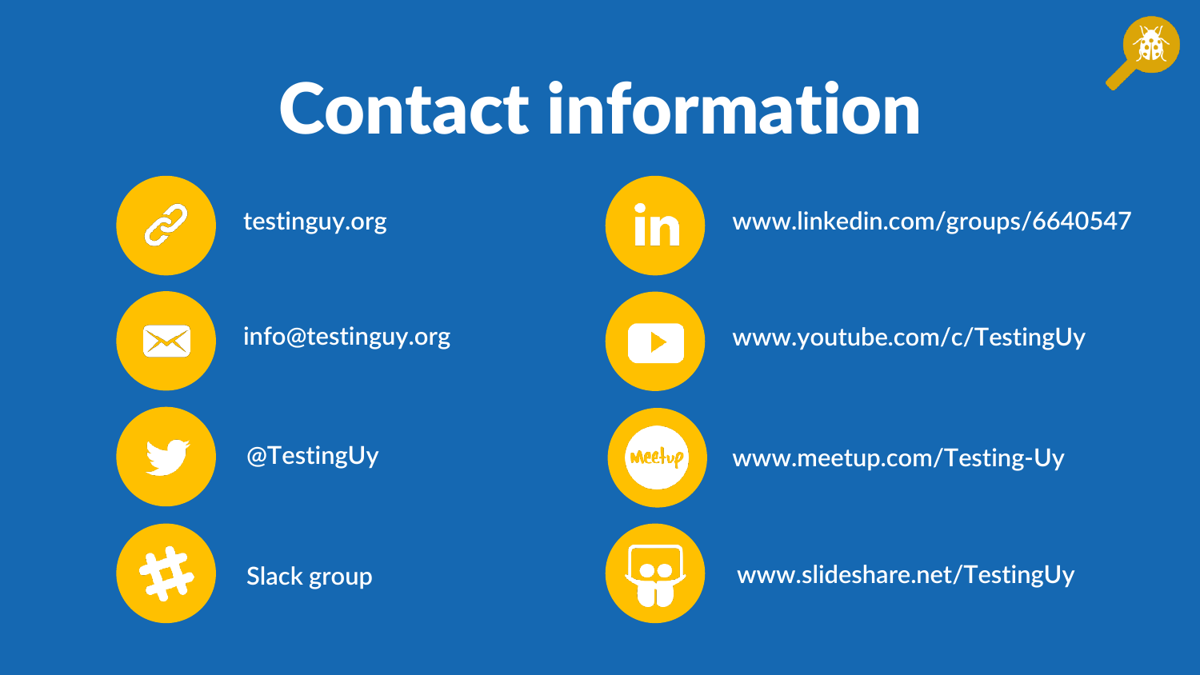# Contact information

- testinguy.org
- info@testinguy.org
- @TestingUy
- Slack group
- www.linkedin.com/groups/6640547
- www.youtube.com/c/TestingUy
- www.meetup.com/Testing-Uy
- www.slideshare.net/TestingUy